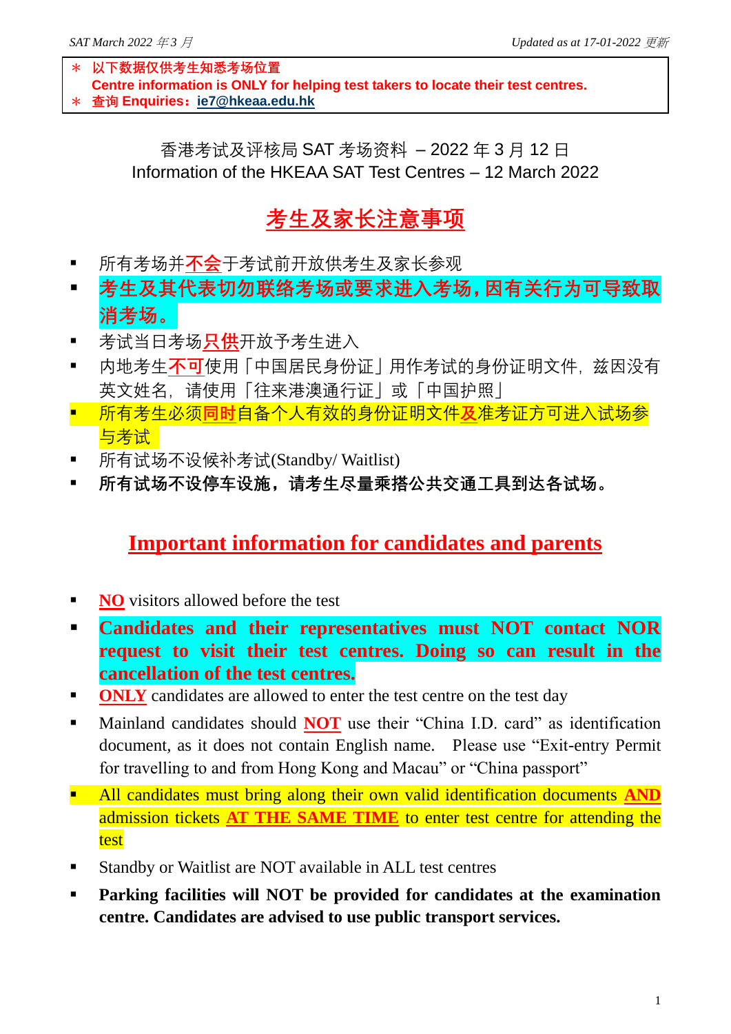＊ 以下数据仅供考生知悉考场位置
Centre information is ONLY for helping test takers to locate their test centres.
＊ 查询 Enquiries：ie7@hkeaa.edu.hk

香港考试及评核局 SAT 考场资料 – 2022 年 3 月 12 日
Information of the HKEAA SAT Test Centres – 12 March 2022

## 考生及家长注意事项

- 所有考场并不会于考试前开放供考生及家长参观
- **考生及其代表切勿联络考场或要求进入考场，因有关行为可导致取消考场。**
- 考试当日考场只供开放予考生进入
- 内地考生不可使用「中国居民身份证」用作考试的身份证明文件，兹因没有英文姓名，请使用「往来港澳通行证」或「中国护照」
- 所有考生必须同时自备个人有效的身份证明文件及准考证方可进入试场参与考试
- 所有试场不设候补考试(Standby/ Waitlist)
- **所有试场不设停车设施，请考生尽量乘搭公共交通工具到达各试场。**

## Important information for candidates and parents

- **NO** visitors allowed before the test
- **Candidates and their representatives must NOT contact NOR request to visit their test centres. Doing so can result in the cancellation of the test centres.**
- **ONLY** candidates are allowed to enter the test centre on the test day
- Mainland candidates should **NOT** use their "China I.D. card" as identification document, as it does not contain English name. Please use "Exit-entry Permit for travelling to and from Hong Kong and Macau" or "China passport"
- All candidates must bring along their own valid identification documents **AND** admission tickets **AT THE SAME TIME** to enter test centre for attending the test
- Standby or Waitlist are NOT available in ALL test centres
- **Parking facilities will NOT be provided for candidates at the examination centre. Candidates are advised to use public transport services.**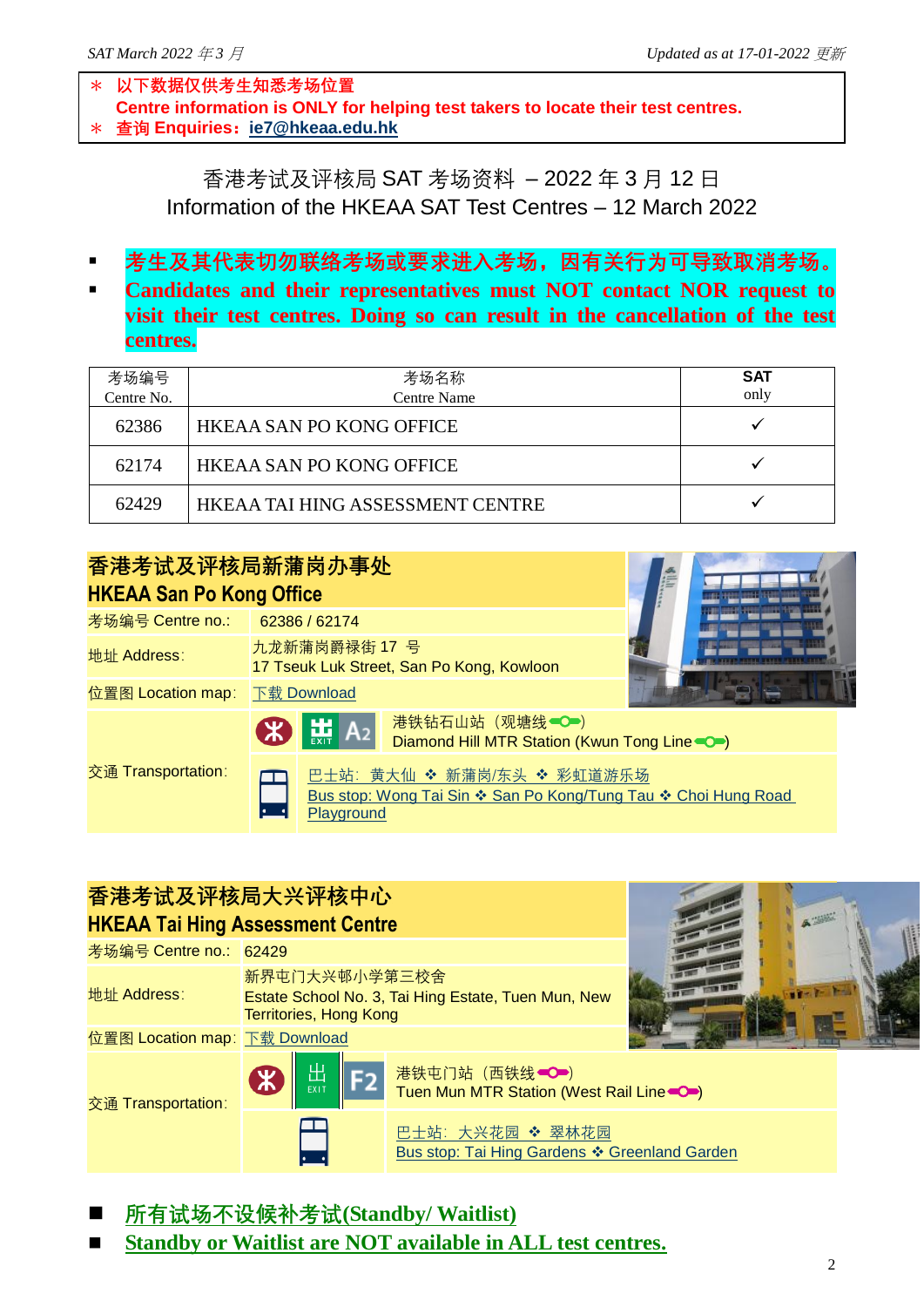- ＊ 以下数据仅供考生知悉考场位置
  Centre information is ONLY for helping test takers to locate their test centres.
- ＊ 查询 Enquiries：ie7@hkeaa.edu.hk

# 香港考试及评核局 SAT 考场资料 – 2022 年 3 月 12 日
# Information of the HKEAA SAT Test Centres – 12 March 2022

- **考生及其代表切勿联络考场或要求进入考场，因有关行为可导致取消考场。**
- **Candidates and their representatives must NOT contact NOR request to visit their test centres. Doing so can result in the cancellation of the test centres.**

| 考场编号 Centre No. | 考场名称 Centre Name | SAT only |
|---|---|---|
| 62386 | HKEAA SAN PO KONG OFFICE | ✓ |
| 62174 | HKEAA SAN PO KONG OFFICE | ✓ |
| 62429 | HKEAA TAI HING ASSESSMENT CENTRE | ✓ |

## 香港考试及评核局新蒲岗办事处
## HKEAA San Po Kong Office

| | |
|---|---|
| 考场编号 Centre no.: | 62386 / 62174 |
| 地址 Address: | 九龙新蒲岗爵禄街 17 号<br>17 Tseuk Luk Street, San Po Kong, Kowloon |
| 位置图 Location map: | 下载 Download |
| 交通 Transportation: | A2 港铁钻石山站（观塘线）<br>Diamond Hill MTR Station (Kwun Tong Line) |
| | 巴士站：黄大仙 ❖ 新蒲岗/东头 ❖ 彩虹道游乐场<br>Bus stop: Wong Tai Sin ❖ San Po Kong/Tung Tau ❖ Choi Hung Road Playground |

## 香港考试及评核局大兴评核中心
## HKEAA Tai Hing Assessment Centre

| | |
|---|---|
| 考场编号 Centre no.: | 62429 |
| 地址 Address: | 新界屯门大兴邨小学第三校舍<br>Estate School No. 3, Tai Hing Estate, Tuen Mun, New Territories, Hong Kong |
| 位置图 Location map: | 下载 Download |
| 交通 Transportation: | F2 港铁屯门站（西铁线）<br>Tuen Mun MTR Station (West Rail Line) |
| | 巴士站：大兴花园 ❖ 翠林花园<br>Bus stop: Tai Hing Gardens ❖ Greenland Garden |

- **所有试场不设候补考试(Standby/ Waitlist)**
- **Standby or Waitlist are NOT available in ALL test centres.**